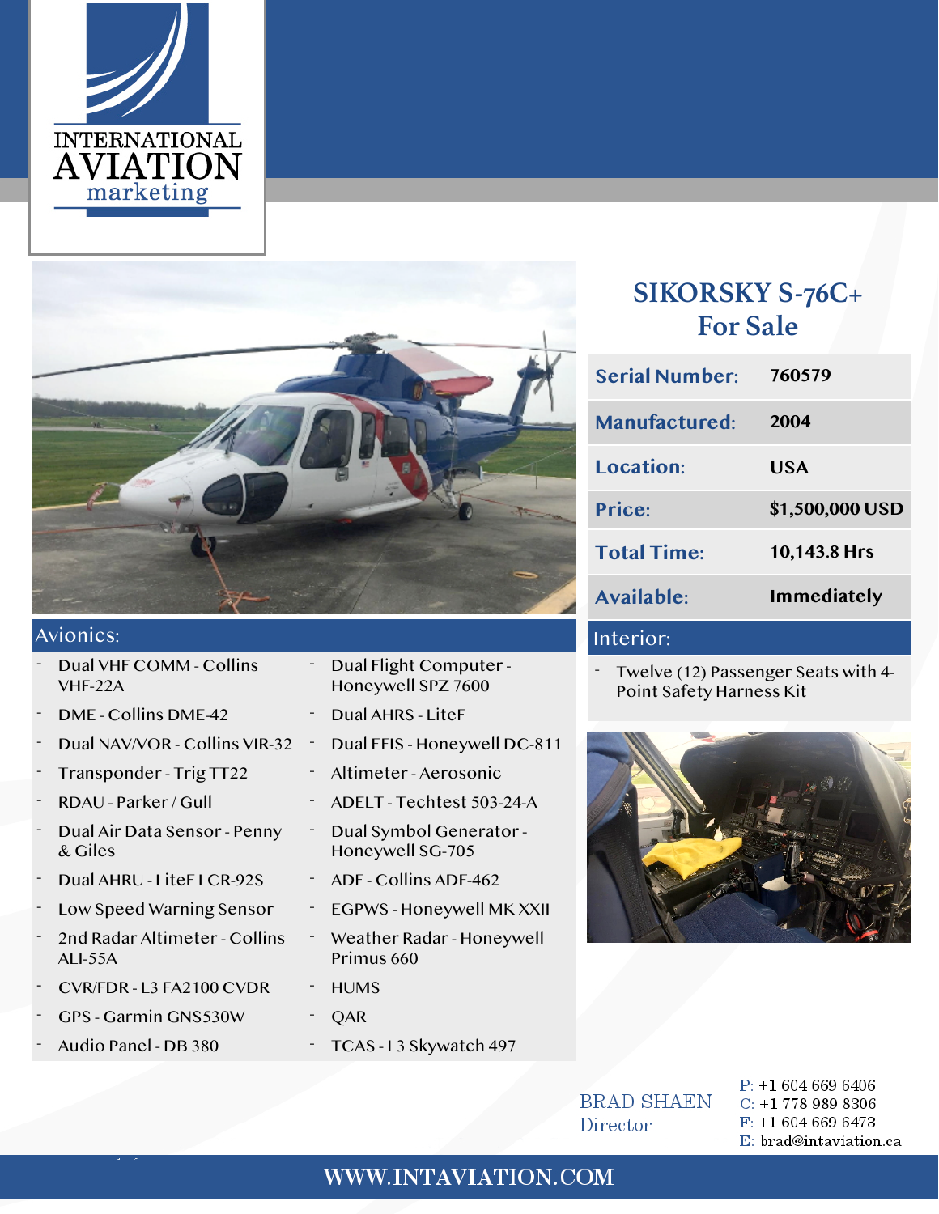# INTERNATIONAL AVIATION marketing

## SIKORSKY S-76C+ For Sale

| | |
|---|---|
| Serial Number: | 760579 |
| Manufactured: | 2004 |
| Location: | USA |
| Price: | $1,500,000 USD |
| Total Time: | 10,143.8 Hrs |
| Available: | Immediately |

### Avionics:

- Dual VHF COMM - Collins VHF-22A
- DME - Collins DME-42
- Dual NAV/VOR - Collins VIR-32
- Transponder - Trig TT22
- RDAU - Parker / Gull
- Dual Air Data Sensor - Penny & Giles
- Dual AHRU - LiteF LCR-92S
- Low Speed Warning Sensor
- 2nd Radar Altimeter - Collins ALI-55A
- CVR/FDR - L3 FA2100 CVDR
- GPS - Garmin GNS530W
- Audio Panel - DB 380
- Dual Flight Computer - Honeywell SPZ 7600
- Dual AHRS - LiteF
- Dual EFIS - Honeywell DC-811
- Altimeter - Aerosonic
- ADELT - Techtest 503-24-A
- Dual Symbol Generator - Honeywell SG-705
- ADF - Collins ADF-462
- EGPWS - Honeywell MK XXII
- Weather Radar - Honeywell Primus 660
- HUMS
- QAR
- TCAS - L3 Skywatch 497

### Interior:

- Twelve (12) Passenger Seats with 4-Point Safety Harness Kit

BRAD SHAEN
Director

P: +1 604 669 6406
C: +1 778 989 8306
F: +1 604 669 6473
E: brad@intaviation.ca

WWW.INTAVIATION.COM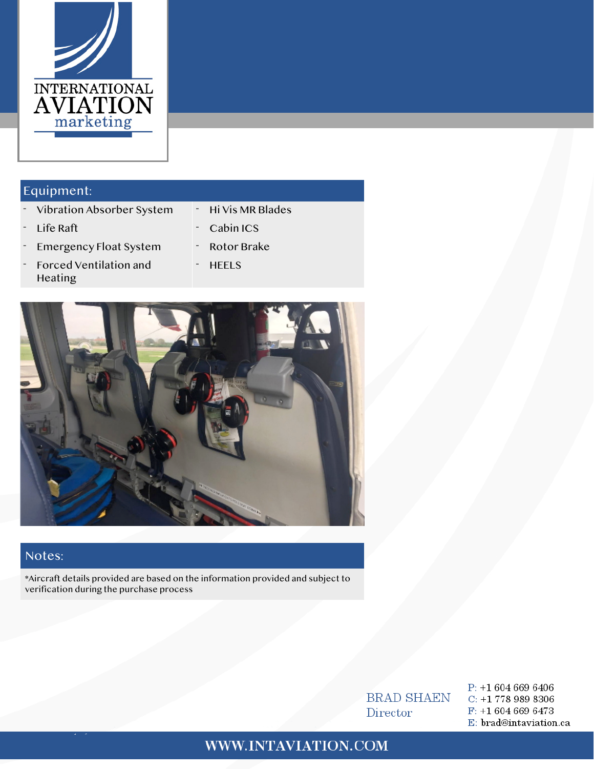## Equipment:

| | |
|---|---|
| - Vibration Absorber System | - Hi Vis MR Blades |
| - Life Raft | - Cabin ICS |
| - Emergency Float System | - Rotor Brake |
| - Forced Ventilation and Heating | - HEELS |

## Notes:

*Aircraft details provided are based on the information provided and subject to verification during the purchase process

BRAD SHAEN
Director

P: +1 604 669 6406
C: +1 778 989 8306
F: +1 604 669 6473
E: brad@intaviation.ca

WWW.INTAVIATION.COM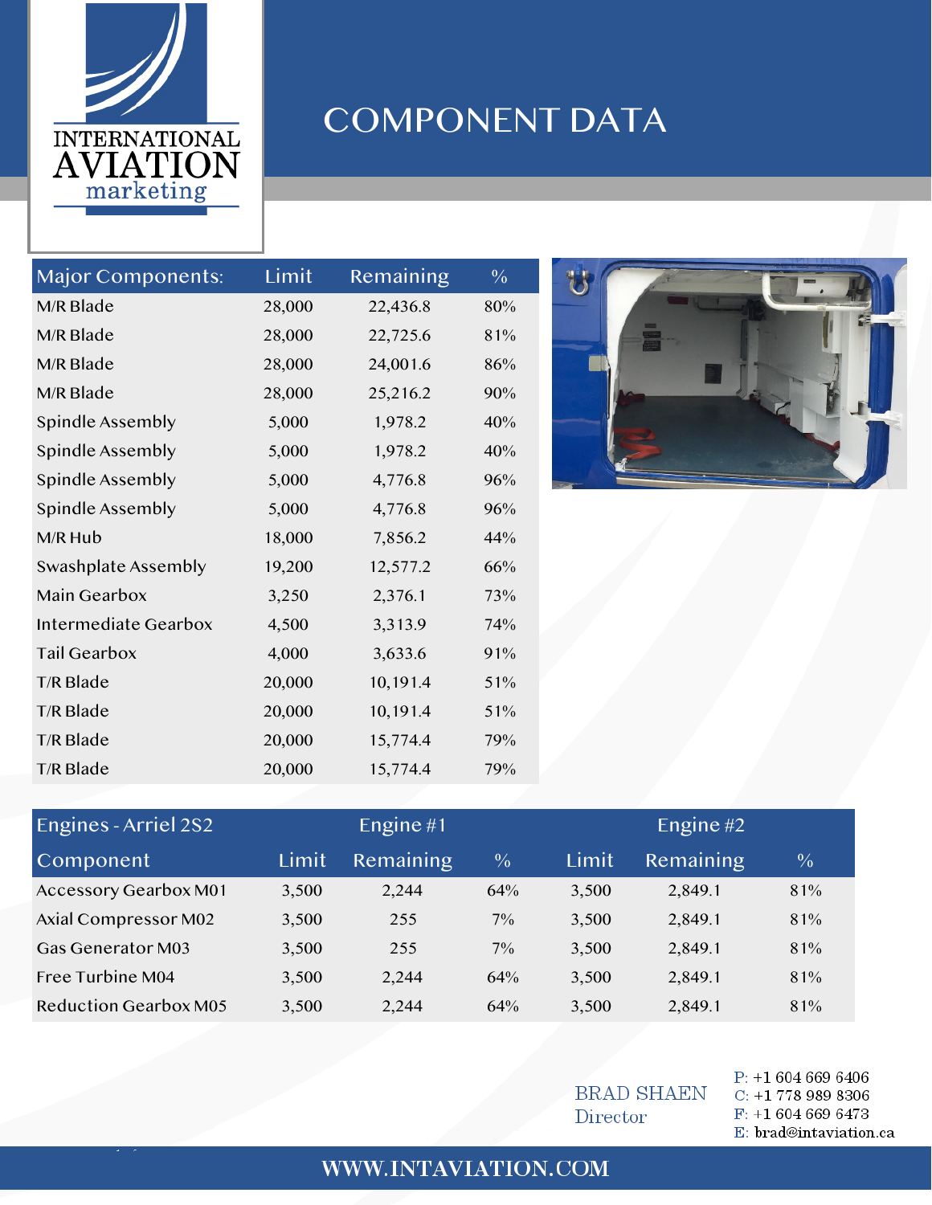# COMPONENT DATA

| Major Components: | Limit | Remaining | % |
|---|---|---|---|
| M/R Blade | 28,000 | 22,436.8 | 80% |
| M/R Blade | 28,000 | 22,725.6 | 81% |
| M/R Blade | 28,000 | 24,001.6 | 86% |
| M/R Blade | 28,000 | 25,216.2 | 90% |
| Spindle Assembly | 5,000 | 1,978.2 | 40% |
| Spindle Assembly | 5,000 | 1,978.2 | 40% |
| Spindle Assembly | 5,000 | 4,776.8 | 96% |
| Spindle Assembly | 5,000 | 4,776.8 | 96% |
| M/R Hub | 18,000 | 7,856.2 | 44% |
| Swashplate Assembly | 19,200 | 12,577.2 | 66% |
| Main Gearbox | 3,250 | 2,376.1 | 73% |
| Intermediate Gearbox | 4,500 | 3,313.9 | 74% |
| Tail Gearbox | 4,000 | 3,633.6 | 91% |
| T/R Blade | 20,000 | 10,191.4 | 51% |
| T/R Blade | 20,000 | 10,191.4 | 51% |
| T/R Blade | 20,000 | 15,774.4 | 79% |
| T/R Blade | 20,000 | 15,774.4 | 79% |

| Engines - Arriel 2S2 | Engine #1 | | | Engine #2 | | |
|---|---|---|---|---|---|---|
| Component | Limit | Remaining | % | Limit | Remaining | % |
| Accessory Gearbox M01 | 3,500 | 2,244 | 64% | 3,500 | 2,849.1 | 81% |
| Axial Compressor M02 | 3,500 | 255 | 7% | 3,500 | 2,849.1 | 81% |
| Gas Generator M03 | 3,500 | 255 | 7% | 3,500 | 2,849.1 | 81% |
| Free Turbine M04 | 3,500 | 2,244 | 64% | 3,500 | 2,849.1 | 81% |
| Reduction Gearbox M05 | 3,500 | 2,244 | 64% | 3,500 | 2,849.1 | 81% |

BRAD SHAEN
Director

P: +1 604 669 6406
C: +1 778 989 8306
F: +1 604 669 6473
E: brad@intaviation.ca

WWW.INTAVIATION.COM